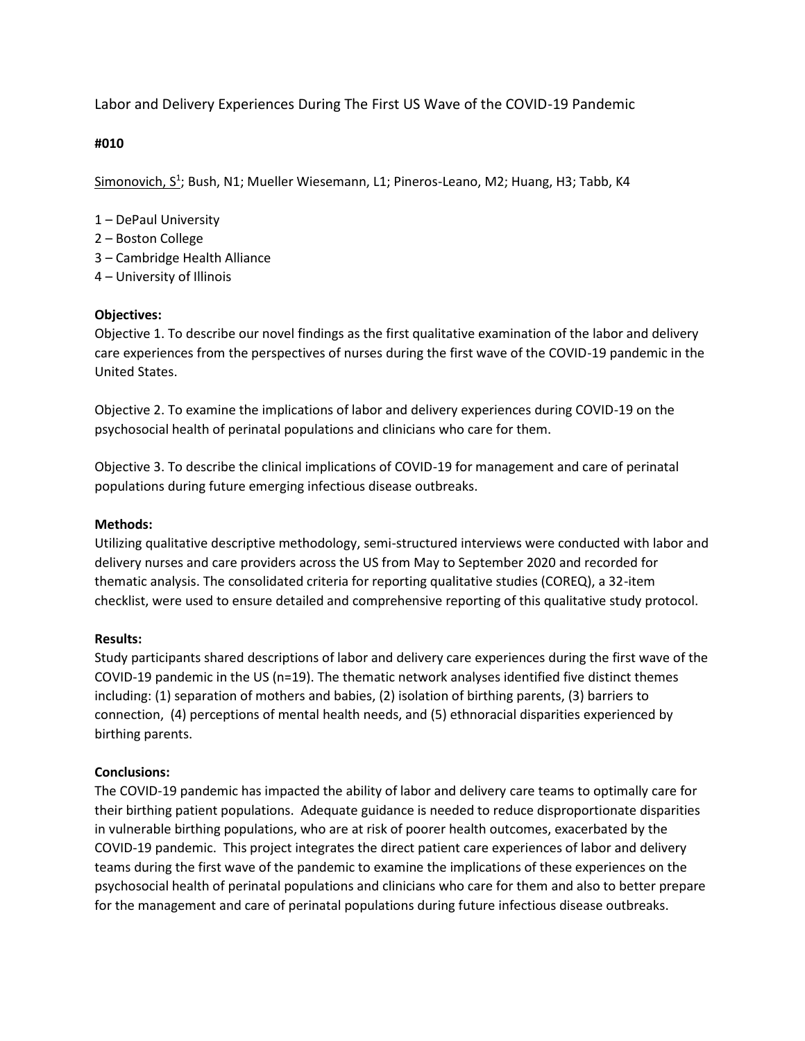Labor and Delivery Experiences During The First US Wave of the COVID-19 Pandemic

**#010**

Simonovich, S[1]; Bush, N1; Mueller Wiesemann, L1; Pineros-Leano, M2; Huang, H3; Tabb, K4

1 – DePaul University
2 – Boston College
3 – Cambridge Health Alliance
4 – University of Illinois

**Objectives:**

Objective 1. To describe our novel findings as the first qualitative examination of the labor and delivery care experiences from the perspectives of nurses during the first wave of the COVID-19 pandemic in the United States.

Objective 2. To examine the implications of labor and delivery experiences during COVID-19 on the psychosocial health of perinatal populations and clinicians who care for them.

Objective 3. To describe the clinical implications of COVID-19 for management and care of perinatal populations during future emerging infectious disease outbreaks.

**Methods:**

Utilizing qualitative descriptive methodology, semi-structured interviews were conducted with labor and delivery nurses and care providers across the US from May to September 2020 and recorded for thematic analysis. The consolidated criteria for reporting qualitative studies (COREQ), a 32-item checklist, were used to ensure detailed and comprehensive reporting of this qualitative study protocol.

**Results:**

Study participants shared descriptions of labor and delivery care experiences during the first wave of the COVID-19 pandemic in the US (n=19). The thematic network analyses identified five distinct themes including: (1) separation of mothers and babies, (2) isolation of birthing parents, (3) barriers to connection, (4) perceptions of mental health needs, and (5) ethnoracial disparities experienced by birthing parents.

**Conclusions:**

The COVID-19 pandemic has impacted the ability of labor and delivery care teams to optimally care for their birthing patient populations. Adequate guidance is needed to reduce disproportionate disparities in vulnerable birthing populations, who are at risk of poorer health outcomes, exacerbated by the COVID-19 pandemic. This project integrates the direct patient care experiences of labor and delivery teams during the first wave of the pandemic to examine the implications of these experiences on the psychosocial health of perinatal populations and clinicians who care for them and also to better prepare for the management and care of perinatal populations during future infectious disease outbreaks.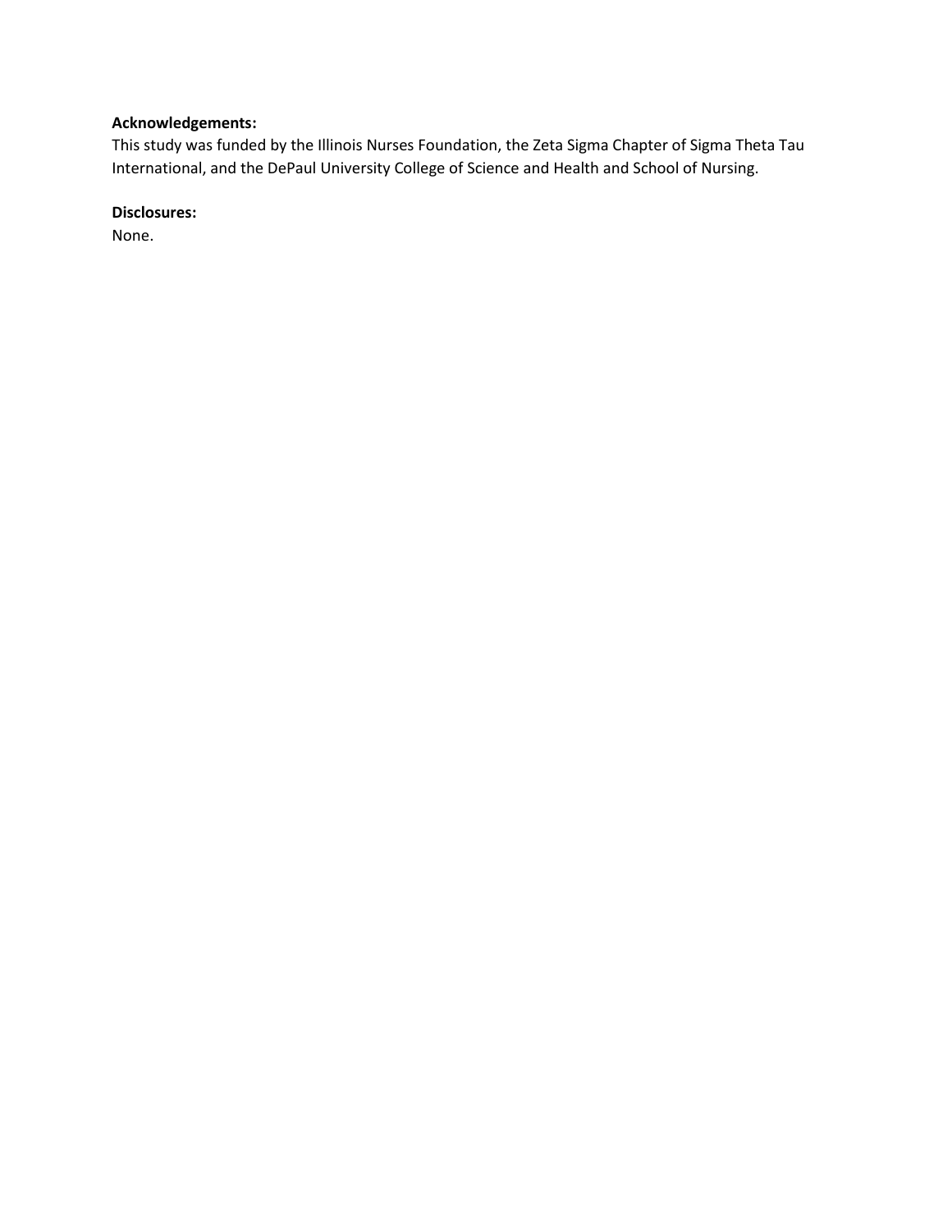**Acknowledgements:**

This study was funded by the Illinois Nurses Foundation, the Zeta Sigma Chapter of Sigma Theta Tau International, and the DePaul University College of Science and Health and School of Nursing.

**Disclosures:**

None.